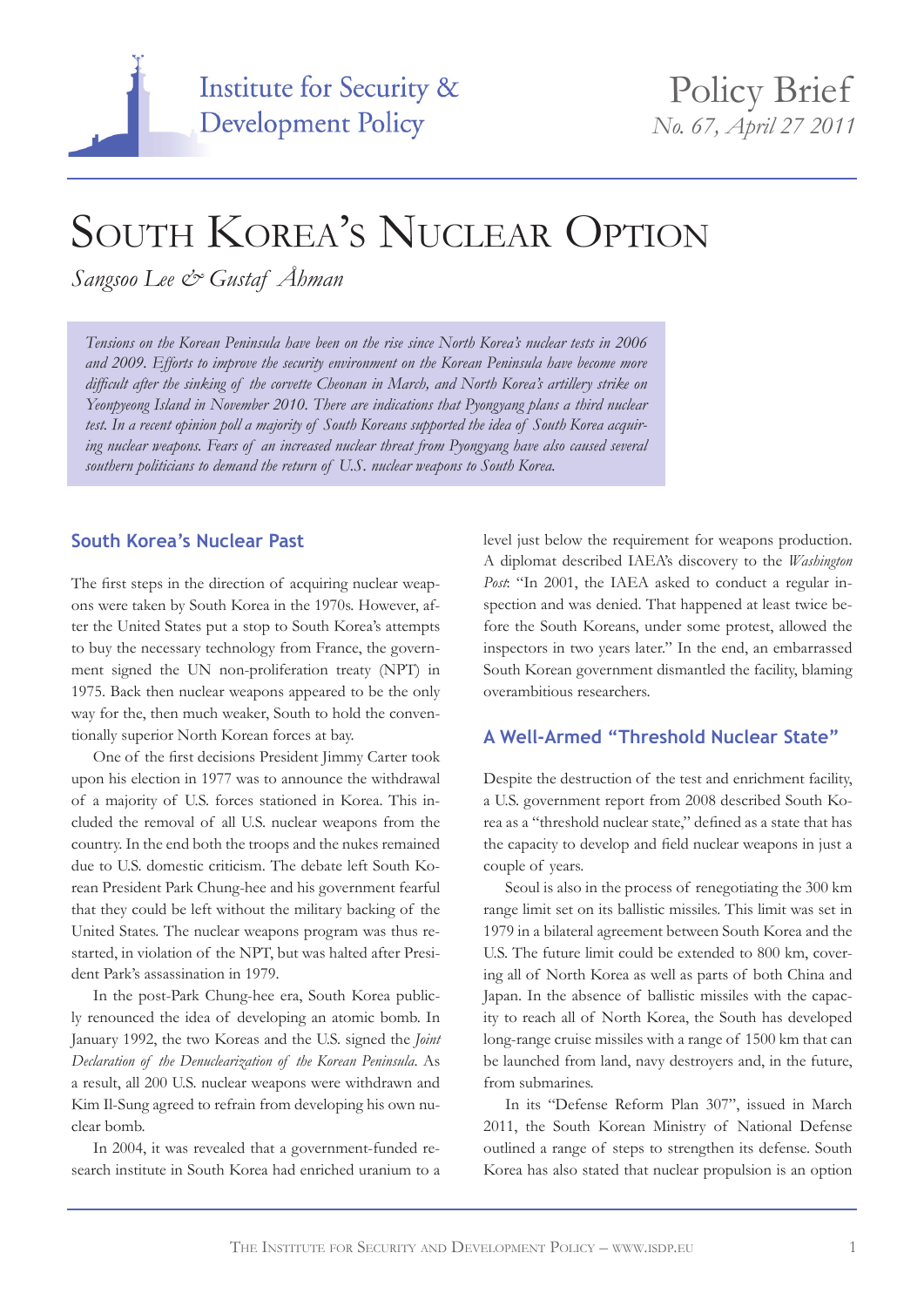Institute for Security & Development Policy

Policy Brief
*No. 67, April 27 2011*

# South Korea's Nuclear Option

*Sangsoo Lee & Gustaf Åhman*

*Tensions on the Korean Peninsula have been on the rise since North Korea's nuclear tests in 2006 and 2009. Efforts to improve the security environment on the Korean Peninsula have become more difficult after the sinking of the corvette Cheonan in March, and North Korea's artillery strike on Yeonpyeong Island in November 2010. There are indications that Pyongyang plans a third nuclear test. In a recent opinion poll a majority of South Koreans supported the idea of South Korea acquiring nuclear weapons. Fears of an increased nuclear threat from Pyongyang have also caused several southern politicians to demand the return of U.S. nuclear weapons to South Korea.*

## South Korea's Nuclear Past

The first steps in the direction of acquiring nuclear weapons were taken by South Korea in the 1970s. However, after the United States put a stop to South Korea's attempts to buy the necessary technology from France, the government signed the UN non-proliferation treaty (NPT) in 1975. Back then nuclear weapons appeared to be the only way for the, then much weaker, South to hold the conventionally superior North Korean forces at bay.

One of the first decisions President Jimmy Carter took upon his election in 1977 was to announce the withdrawal of a majority of U.S. forces stationed in Korea. This included the removal of all U.S. nuclear weapons from the country. In the end both the troops and the nukes remained due to U.S. domestic criticism. The debate left South Korean President Park Chung-hee and his government fearful that they could be left without the military backing of the United States. The nuclear weapons program was thus restarted, in violation of the NPT, but was halted after President Park's assassination in 1979.

In the post-Park Chung-hee era, South Korea publicly renounced the idea of developing an atomic bomb. In January 1992, the two Koreas and the U.S. signed the *Joint Declaration of the Denuclearization of the Korean Peninsula*. As a result, all 200 U.S. nuclear weapons were withdrawn and Kim Il-Sung agreed to refrain from developing his own nuclear bomb.

In 2004, it was revealed that a government-funded research institute in South Korea had enriched uranium to a level just below the requirement for weapons production. A diplomat described IAEA's discovery to the *Washington Post*: "In 2001, the IAEA asked to conduct a regular inspection and was denied. That happened at least twice before the South Koreans, under some protest, allowed the inspectors in two years later." In the end, an embarrassed South Korean government dismantled the facility, blaming overambitious researchers.

## A Well-Armed "Threshold Nuclear State"

Despite the destruction of the test and enrichment facility, a U.S. government report from 2008 described South Korea as a "threshold nuclear state," defined as a state that has the capacity to develop and field nuclear weapons in just a couple of years.

Seoul is also in the process of renegotiating the 300 km range limit set on its ballistic missiles. This limit was set in 1979 in a bilateral agreement between South Korea and the U.S. The future limit could be extended to 800 km, covering all of North Korea as well as parts of both China and Japan. In the absence of ballistic missiles with the capacity to reach all of North Korea, the South has developed long-range cruise missiles with a range of 1500 km that can be launched from land, navy destroyers and, in the future, from submarines.

In its "Defense Reform Plan 307", issued in March 2011, the South Korean Ministry of National Defense outlined a range of steps to strengthen its defense. South Korea has also stated that nuclear propulsion is an option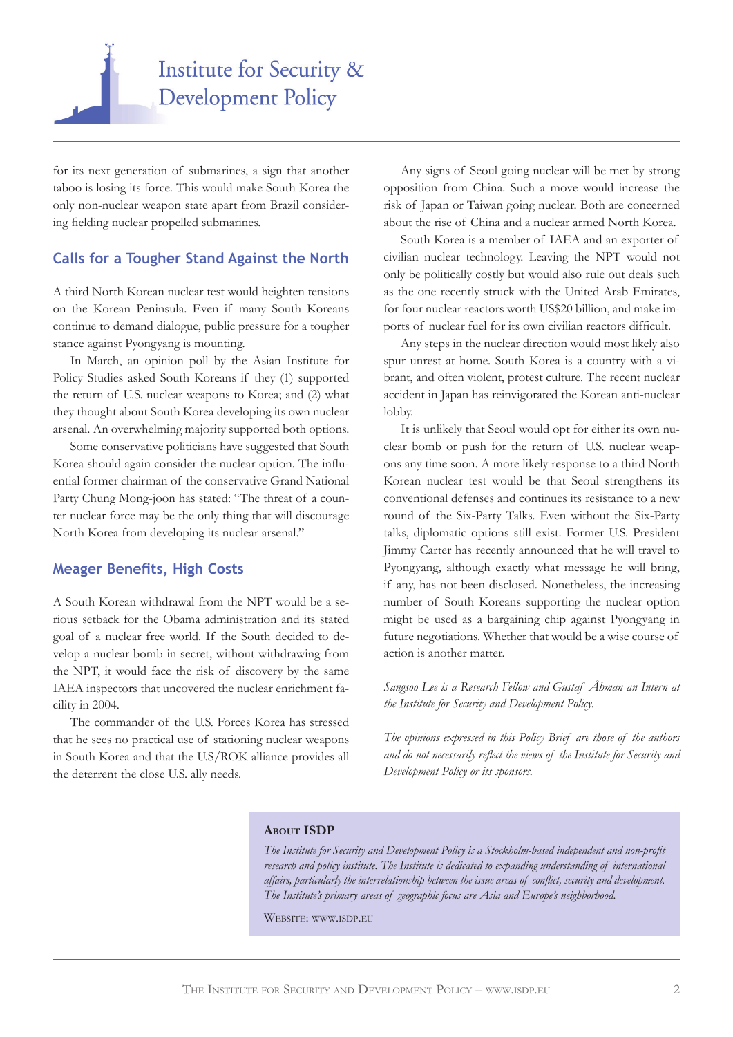for its next generation of submarines, a sign that another taboo is losing its force. This would make South Korea the only non-nuclear weapon state apart from Brazil considering fielding nuclear propelled submarines.

## Calls for a Tougher Stand Against the North

A third North Korean nuclear test would heighten tensions on the Korean Peninsula. Even if many South Koreans continue to demand dialogue, public pressure for a tougher stance against Pyongyang is mounting.

In March, an opinion poll by the Asian Institute for Policy Studies asked South Koreans if they (1) supported the return of U.S. nuclear weapons to Korea; and (2) what they thought about South Korea developing its own nuclear arsenal. An overwhelming majority supported both options.

Some conservative politicians have suggested that South Korea should again consider the nuclear option. The influential former chairman of the conservative Grand National Party Chung Mong-joon has stated: "The threat of a counter nuclear force may be the only thing that will discourage North Korea from developing its nuclear arsenal."

## Meager Benefits, High Costs

A South Korean withdrawal from the NPT would be a serious setback for the Obama administration and its stated goal of a nuclear free world. If the South decided to develop a nuclear bomb in secret, without withdrawing from the NPT, it would face the risk of discovery by the same IAEA inspectors that uncovered the nuclear enrichment facility in 2004.

The commander of the U.S. Forces Korea has stressed that he sees no practical use of stationing nuclear weapons in South Korea and that the U.S/ROK alliance provides all the deterrent the close U.S. ally needs.

Any signs of Seoul going nuclear will be met by strong opposition from China. Such a move would increase the risk of Japan or Taiwan going nuclear. Both are concerned about the rise of China and a nuclear armed North Korea.

South Korea is a member of IAEA and an exporter of civilian nuclear technology. Leaving the NPT would not only be politically costly but would also rule out deals such as the one recently struck with the United Arab Emirates, for four nuclear reactors worth US$20 billion, and make imports of nuclear fuel for its own civilian reactors difficult.

Any steps in the nuclear direction would most likely also spur unrest at home. South Korea is a country with a vibrant, and often violent, protest culture. The recent nuclear accident in Japan has reinvigorated the Korean anti-nuclear lobby.

It is unlikely that Seoul would opt for either its own nuclear bomb or push for the return of U.S. nuclear weapons any time soon. A more likely response to a third North Korean nuclear test would be that Seoul strengthens its conventional defenses and continues its resistance to a new round of the Six-Party Talks. Even without the Six-Party talks, diplomatic options still exist. Former U.S. President Jimmy Carter has recently announced that he will travel to Pyongyang, although exactly what message he will bring, if any, has not been disclosed. Nonetheless, the increasing number of South Koreans supporting the nuclear option might be used as a bargaining chip against Pyongyang in future negotiations. Whether that would be a wise course of action is another matter.

*Sangsoo Lee is a Research Fellow and Gustaf Åhman an Intern at the Institute for Security and Development Policy.*

*The opinions expressed in this Policy Brief are those of the authors and do not necessarily reflect the views of the Institute for Security and Development Policy or its sponsors.*

**About ISDP**

*The Institute for Security and Development Policy is a Stockholm-based independent and non-profit research and policy institute. The Institute is dedicated to expanding understanding of international affairs, particularly the interrelationship between the issue areas of conflict, security and development. The Institute's primary areas of geographic focus are Asia and Europe's neighborhood.*

Website: www.isdp.eu